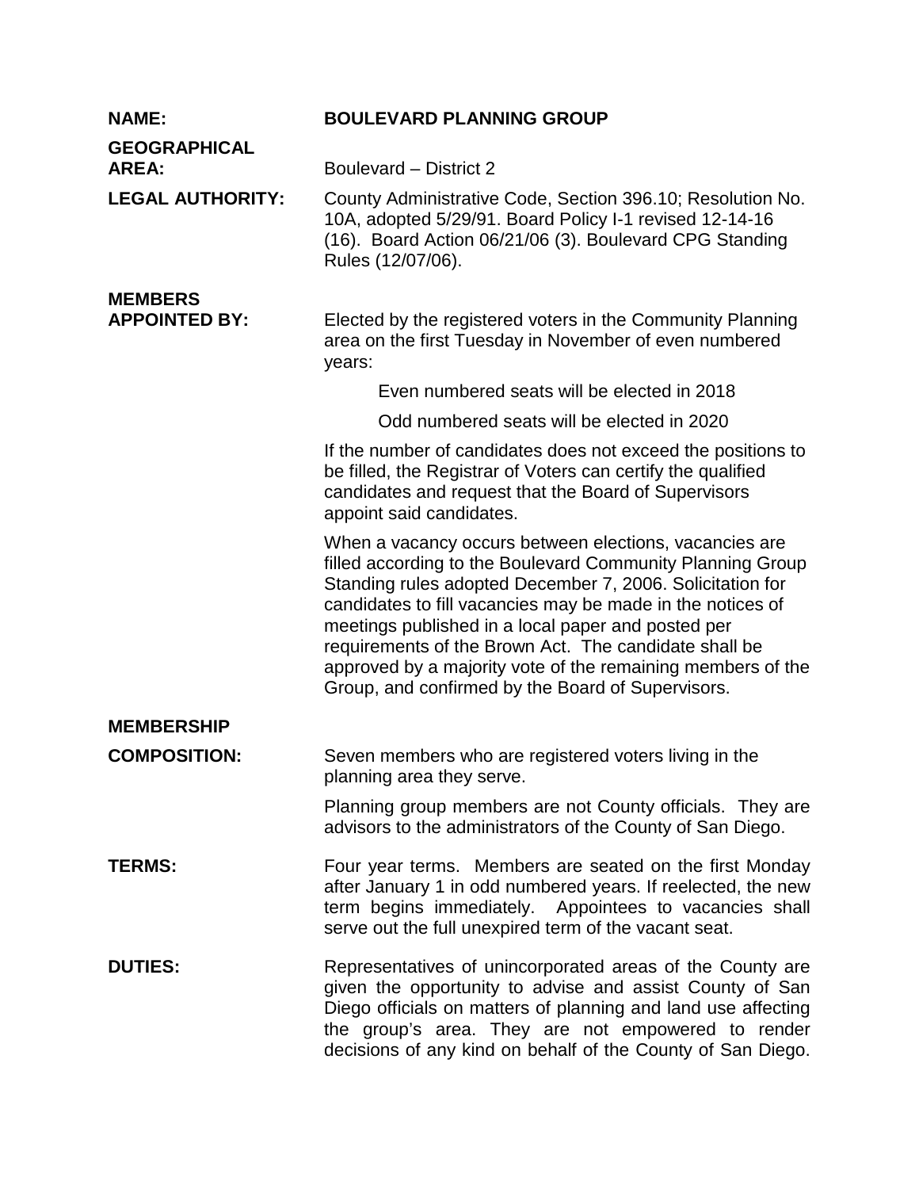**NAME:** **BOULEVARD PLANNING GROUP**

**GEOGRAPHICAL AREA:** Boulevard – District 2

**LEGAL AUTHORITY:** County Administrative Code, Section 396.10; Resolution No. 10A, adopted 5/29/91. Board Policy I-1 revised 12-14-16 (16). Board Action 06/21/06 (3). Boulevard CPG Standing Rules (12/07/06).

**MEMBERS APPOINTED BY:** Elected by the registered voters in the Community Planning area on the first Tuesday in November of even numbered years:

Even numbered seats will be elected in 2018

Odd numbered seats will be elected in 2020

If the number of candidates does not exceed the positions to be filled, the Registrar of Voters can certify the qualified candidates and request that the Board of Supervisors appoint said candidates.

When a vacancy occurs between elections, vacancies are filled according to the Boulevard Community Planning Group Standing rules adopted December 7, 2006. Solicitation for candidates to fill vacancies may be made in the notices of meetings published in a local paper and posted per requirements of the Brown Act. The candidate shall be approved by a majority vote of the remaining members of the Group, and confirmed by the Board of Supervisors.

**MEMBERSHIP COMPOSITION:** Seven members who are registered voters living in the planning area they serve.

Planning group members are not County officials. They are advisors to the administrators of the County of San Diego.

**TERMS:** Four year terms. Members are seated on the first Monday after January 1 in odd numbered years. If reelected, the new term begins immediately. Appointees to vacancies shall serve out the full unexpired term of the vacant seat.

**DUTIES:** Representatives of unincorporated areas of the County are given the opportunity to advise and assist County of San Diego officials on matters of planning and land use affecting the group's area. They are not empowered to render decisions of any kind on behalf of the County of San Diego.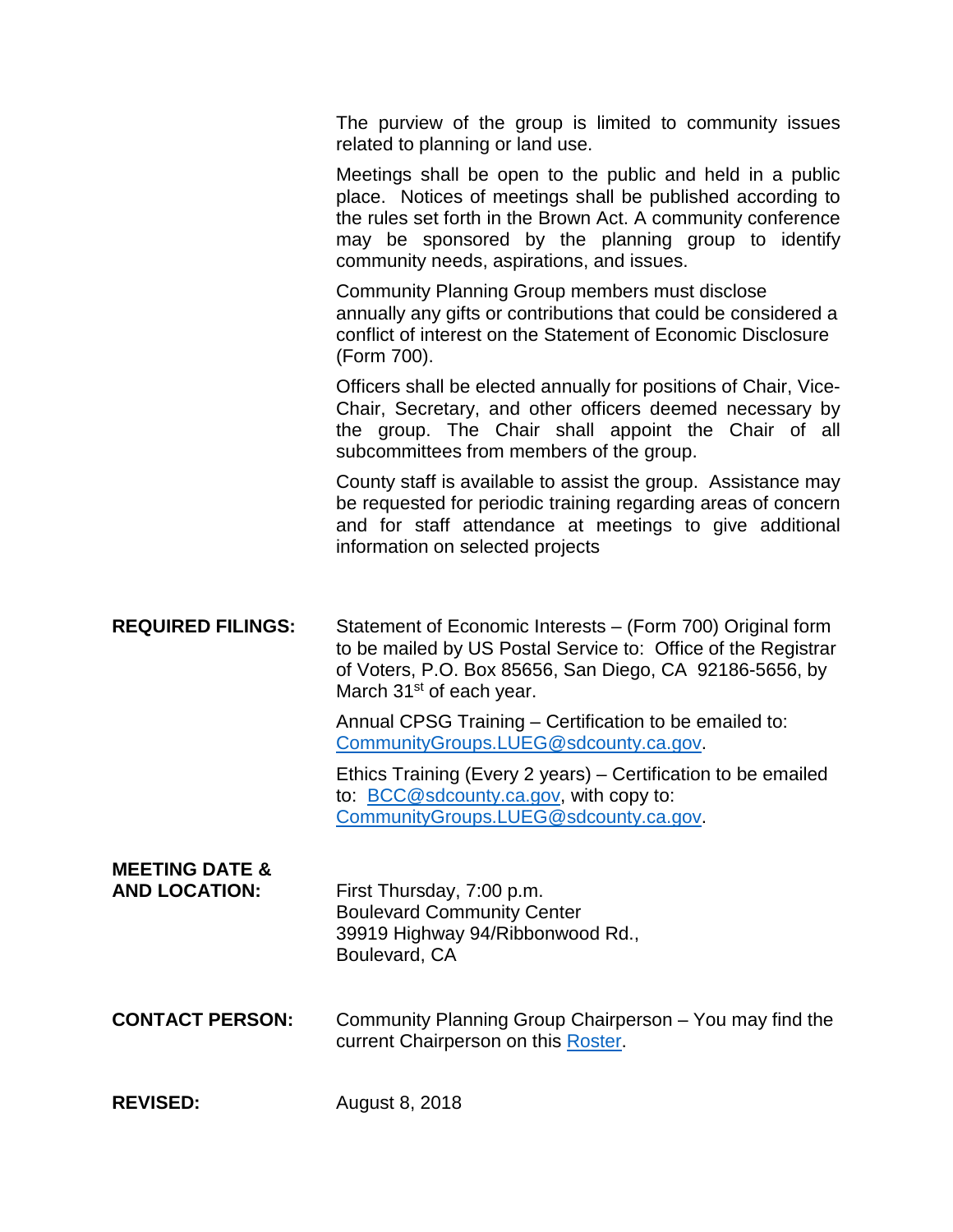The purview of the group is limited to community issues related to planning or land use.

Meetings shall be open to the public and held in a public place. Notices of meetings shall be published according to the rules set forth in the Brown Act. A community conference may be sponsored by the planning group to identify community needs, aspirations, and issues.

Community Planning Group members must disclose annually any gifts or contributions that could be considered a conflict of interest on the Statement of Economic Disclosure (Form 700).

Officers shall be elected annually for positions of Chair, Vice-Chair, Secretary, and other officers deemed necessary by the group. The Chair shall appoint the Chair of all subcommittees from members of the group.

County staff is available to assist the group. Assistance may be requested for periodic training regarding areas of concern and for staff attendance at meetings to give additional information on selected projects

**REQUIRED FILINGS:** Statement of Economic Interests – (Form 700) Original form to be mailed by US Postal Service to: Office of the Registrar of Voters, P.O. Box 85656, San Diego, CA 92186-5656, by March 31st of each year.

Annual CPSG Training – Certification to be emailed to: CommunityGroups.LUEG@sdcounty.ca.gov.

Ethics Training (Every 2 years) – Certification to be emailed to: BCC@sdcounty.ca.gov, with copy to: CommunityGroups.LUEG@sdcounty.ca.gov.

**MEETING DATE & AND LOCATION:** First Thursday, 7:00 p.m.
Boulevard Community Center
39919 Highway 94/Ribbonwood Rd.,
Boulevard, CA

**CONTACT PERSON:** Community Planning Group Chairperson – You may find the current Chairperson on this Roster.

**REVISED:** August 8, 2018